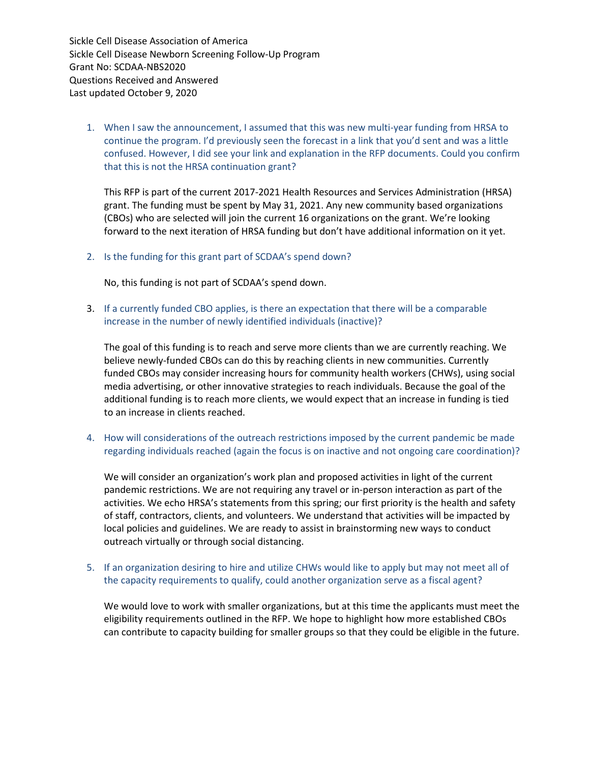Sickle Cell Disease Association of America
Sickle Cell Disease Newborn Screening Follow-Up Program
Grant No: SCDAA-NBS2020
Questions Received and Answered
Last updated October 9, 2020

1. When I saw the announcement, I assumed that this was new multi-year funding from HRSA to continue the program. I'd previously seen the forecast in a link that you'd sent and was a little confused. However, I did see your link and explanation in the RFP documents. Could you confirm that this is not the HRSA continuation grant?

   This RFP is part of the current 2017-2021 Health Resources and Services Administration (HRSA) grant. The funding must be spent by May 31, 2021. Any new community based organizations (CBOs) who are selected will join the current 16 organizations on the grant. We're looking forward to the next iteration of HRSA funding but don't have additional information on it yet.

2. Is the funding for this grant part of SCDAA's spend down?

   No, this funding is not part of SCDAA's spend down.

3. If a currently funded CBO applies, is there an expectation that there will be a comparable increase in the number of newly identified individuals (inactive)?

   The goal of this funding is to reach and serve more clients than we are currently reaching. We believe newly-funded CBOs can do this by reaching clients in new communities. Currently funded CBOs may consider increasing hours for community health workers (CHWs), using social media advertising, or other innovative strategies to reach individuals. Because the goal of the additional funding is to reach more clients, we would expect that an increase in funding is tied to an increase in clients reached.

4. How will considerations of the outreach restrictions imposed by the current pandemic be made regarding individuals reached (again the focus is on inactive and not ongoing care coordination)?

   We will consider an organization's work plan and proposed activities in light of the current pandemic restrictions. We are not requiring any travel or in-person interaction as part of the activities. We echo HRSA's statements from this spring; our first priority is the health and safety of staff, contractors, clients, and volunteers. We understand that activities will be impacted by local policies and guidelines. We are ready to assist in brainstorming new ways to conduct outreach virtually or through social distancing.

5. If an organization desiring to hire and utilize CHWs would like to apply but may not meet all of the capacity requirements to qualify, could another organization serve as a fiscal agent?

   We would love to work with smaller organizations, but at this time the applicants must meet the eligibility requirements outlined in the RFP. We hope to highlight how more established CBOs can contribute to capacity building for smaller groups so that they could be eligible in the future.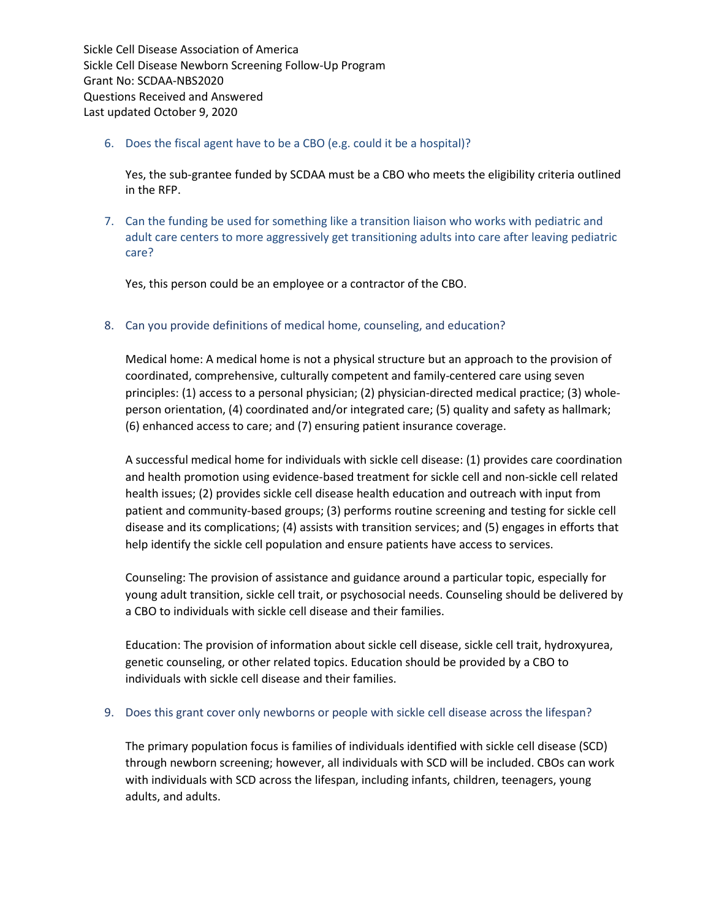Sickle Cell Disease Association of America
Sickle Cell Disease Newborn Screening Follow-Up Program
Grant No: SCDAA-NBS2020
Questions Received and Answered
Last updated October 9, 2020

6. Does the fiscal agent have to be a CBO (e.g. could it be a hospital)?

   Yes, the sub-grantee funded by SCDAA must be a CBO who meets the eligibility criteria outlined in the RFP.

7. Can the funding be used for something like a transition liaison who works with pediatric and adult care centers to more aggressively get transitioning adults into care after leaving pediatric care?

   Yes, this person could be an employee or a contractor of the CBO.

8. Can you provide definitions of medical home, counseling, and education?

   Medical home: A medical home is not a physical structure but an approach to the provision of coordinated, comprehensive, culturally competent and family-centered care using seven principles: (1) access to a personal physician; (2) physician-directed medical practice; (3) whole-person orientation, (4) coordinated and/or integrated care; (5) quality and safety as hallmark; (6) enhanced access to care; and (7) ensuring patient insurance coverage.

   A successful medical home for individuals with sickle cell disease: (1) provides care coordination and health promotion using evidence-based treatment for sickle cell and non-sickle cell related health issues; (2) provides sickle cell disease health education and outreach with input from patient and community-based groups; (3) performs routine screening and testing for sickle cell disease and its complications; (4) assists with transition services; and (5) engages in efforts that help identify the sickle cell population and ensure patients have access to services.

   Counseling: The provision of assistance and guidance around a particular topic, especially for young adult transition, sickle cell trait, or psychosocial needs. Counseling should be delivered by a CBO to individuals with sickle cell disease and their families.

   Education: The provision of information about sickle cell disease, sickle cell trait, hydroxyurea, genetic counseling, or other related topics. Education should be provided by a CBO to individuals with sickle cell disease and their families.

9. Does this grant cover only newborns or people with sickle cell disease across the lifespan?

   The primary population focus is families of individuals identified with sickle cell disease (SCD) through newborn screening; however, all individuals with SCD will be included. CBOs can work with individuals with SCD across the lifespan, including infants, children, teenagers, young adults, and adults.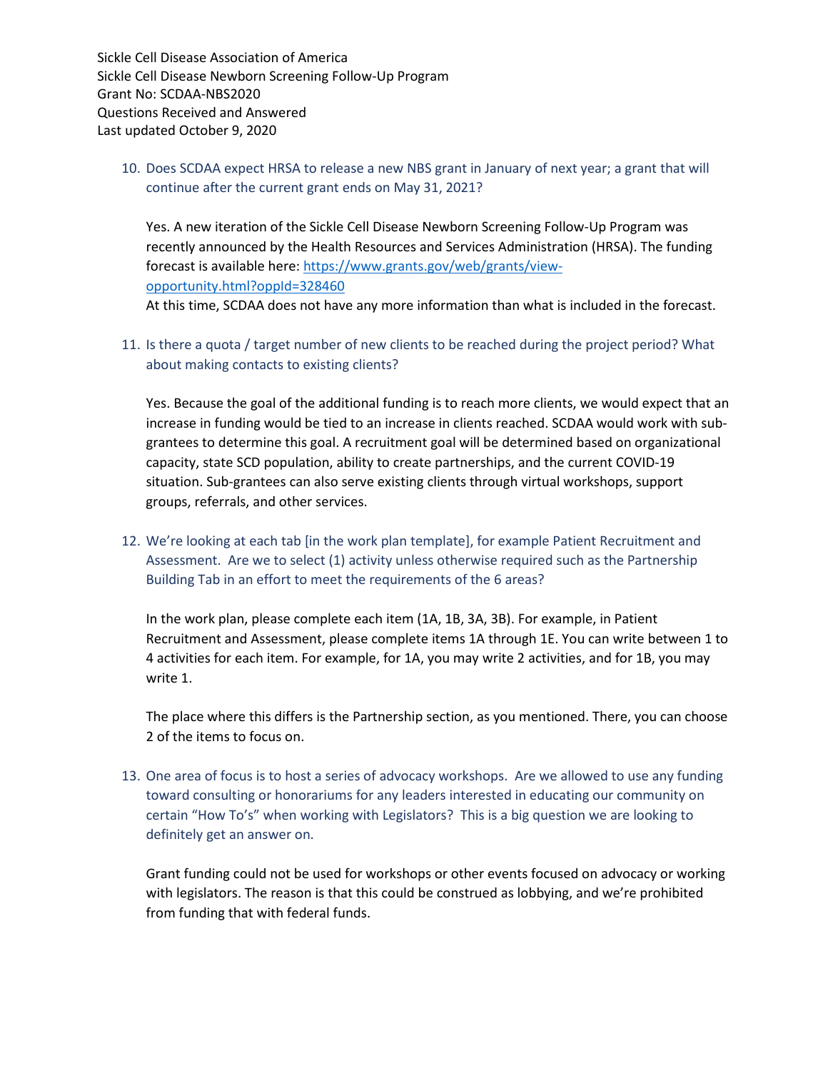Sickle Cell Disease Association of America
Sickle Cell Disease Newborn Screening Follow-Up Program
Grant No: SCDAA-NBS2020
Questions Received and Answered
Last updated October 9, 2020

10. Does SCDAA expect HRSA to release a new NBS grant in January of next year; a grant that will continue after the current grant ends on May 31, 2021?

    Yes. A new iteration of the Sickle Cell Disease Newborn Screening Follow-Up Program was recently announced by the Health Resources and Services Administration (HRSA). The funding forecast is available here: https://www.grants.gov/web/grants/view-opportunity.html?oppId=328460
    At this time, SCDAA does not have any more information than what is included in the forecast.

11. Is there a quota / target number of new clients to be reached during the project period? What about making contacts to existing clients?

    Yes. Because the goal of the additional funding is to reach more clients, we would expect that an increase in funding would be tied to an increase in clients reached. SCDAA would work with sub-grantees to determine this goal. A recruitment goal will be determined based on organizational capacity, state SCD population, ability to create partnerships, and the current COVID-19 situation. Sub-grantees can also serve existing clients through virtual workshops, support groups, referrals, and other services.

12. We're looking at each tab [in the work plan template], for example Patient Recruitment and Assessment. Are we to select (1) activity unless otherwise required such as the Partnership Building Tab in an effort to meet the requirements of the 6 areas?

    In the work plan, please complete each item (1A, 1B, 3A, 3B). For example, in Patient Recruitment and Assessment, please complete items 1A through 1E. You can write between 1 to 4 activities for each item. For example, for 1A, you may write 2 activities, and for 1B, you may write 1.

    The place where this differs is the Partnership section, as you mentioned. There, you can choose 2 of the items to focus on.

13. One area of focus is to host a series of advocacy workshops. Are we allowed to use any funding toward consulting or honorariums for any leaders interested in educating our community on certain "How To's" when working with Legislators? This is a big question we are looking to definitely get an answer on.

    Grant funding could not be used for workshops or other events focused on advocacy or working with legislators. The reason is that this could be construed as lobbying, and we're prohibited from funding that with federal funds.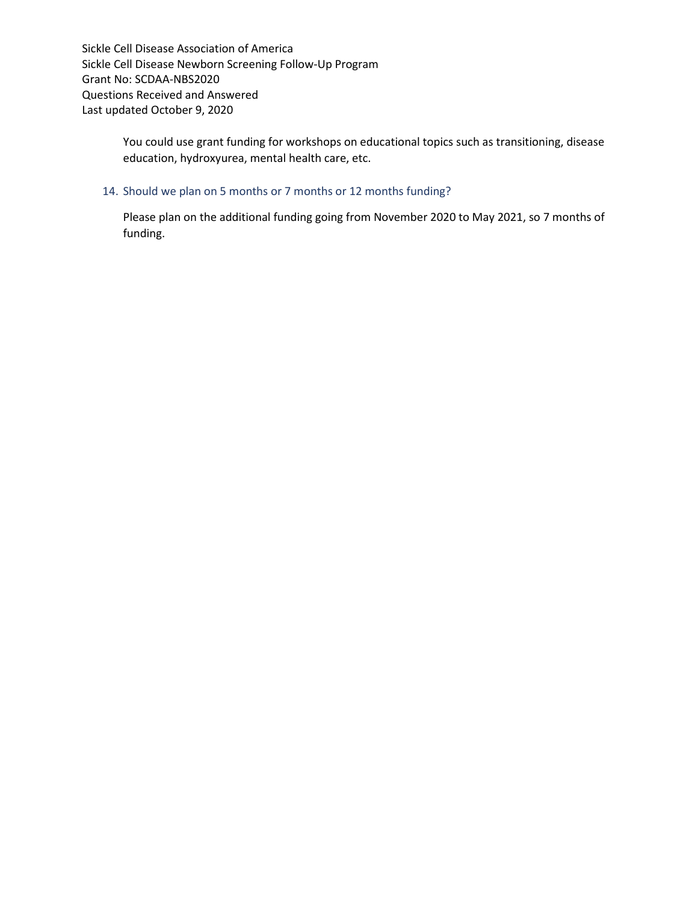You could use grant funding for workshops on educational topics such as transitioning, disease education, hydroxyurea, mental health care, etc.

14. Should we plan on 5 months or 7 months or 12 months funding?

    Please plan on the additional funding going from November 2020 to May 2021, so 7 months of funding.